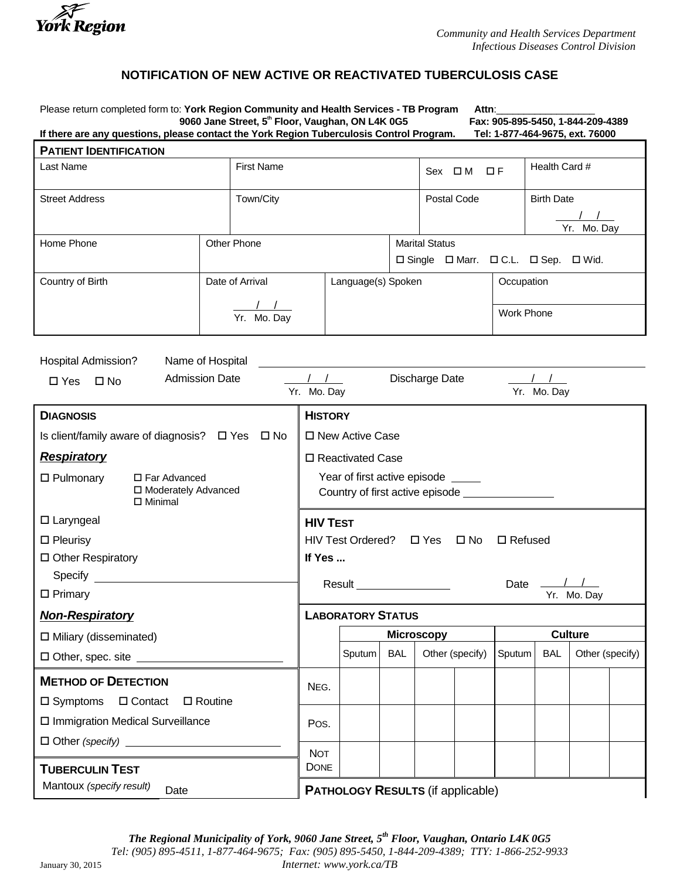York Region

*Community and Health Services Department*
*Infectious Diseases Control Division*

## NOTIFICATION OF NEW ACTIVE OR REACTIVATED TUBERCULOSIS CASE

Please return completed form to: **York Region Community and Health Services - TB Program** **Attn**:__________________
**9060 Jane Street, 5th Floor, Vaughan, ON L4K 0G5** **Fax: 905-895-5450, 1-844-209-4389**
**If there are any questions, please contact the York Region Tuberculosis Control Program.** **Tel: 1-877-464-9675, ext. 76000**

### PATIENT IDENTIFICATION

| Last Name | First Name | Sex ☐ M ☐ F | Health Card # |
|---|---|---|---|
| Street Address | Town/City | Postal Code | Birth Date ___/___/___ Yr. Mo. Day |

| Home Phone | Other Phone | Marital Status ☐ Single ☐ Marr. ☐ C.L. ☐ Sep. ☐ Wid. |
|---|---|---|

| Country of Birth | Date of Arrival ___/___/___ Yr. Mo. Day | Language(s) Spoken | Occupation |
|---|---|---|---|
| | | | Work Phone |

Hospital Admission? ☐ Yes ☐ No

Name of Hospital ______________________________

Admission Date ___/___/___ Yr. Mo. Day    Discharge Date ___/___/___ Yr. Mo. Day

### DIAGNOSIS

Is client/family aware of diagnosis? ☐ Yes ☐ No

***Respiratory***

☐ Pulmonary
- ☐ Far Advanced
- ☐ Moderately Advanced
- ☐ Minimal

☐ Laryngeal

☐ Pleurisy

☐ Other Respiratory
Specify ______________________________

☐ Primary

***Non-Respiratory***

☐ Miliary (disseminated)

☐ Other, spec. site ______________________

### METHOD OF DETECTION

☐ Symptoms ☐ Contact ☐ Routine

☐ Immigration Medical Surveillance

☐ Other *(specify)* ______________________

### TUBERCULIN TEST

Mantoux *(specify result)* Date

### HISTORY

☐ New Active Case

☐ Reactivated Case

Year of first active episode _____
Country of first active episode ______________

### HIV TEST

HIV Test Ordered? ☐ Yes ☐ No ☐ Refused

**If Yes ...**

Result ______________    Date ___/___/___ Yr. Mo. Day

### LABORATORY STATUS

| | Microscopy | | | | Culture | | | |
|---|---|---|---|---|---|---|---|---|
| | Sputum | BAL | Other (specify) | | Sputum | BAL | Other (specify) | |
| NEG. | | | | | | | | |
| POS. | | | | | | | | |
| NOT DONE | | | | | | | | |

### PATHOLOGY RESULTS (if applicable)

*The Regional Municipality of York, 9060 Jane Street, 5th Floor, Vaughan, Ontario L4K 0G5*
*Tel: (905) 895-4511, 1-877-464-9675; Fax: (905) 895-5450, 1-844-209-4389; TTY: 1-866-252-9933*
*Internet: www.york.ca/TB*

January 30, 2015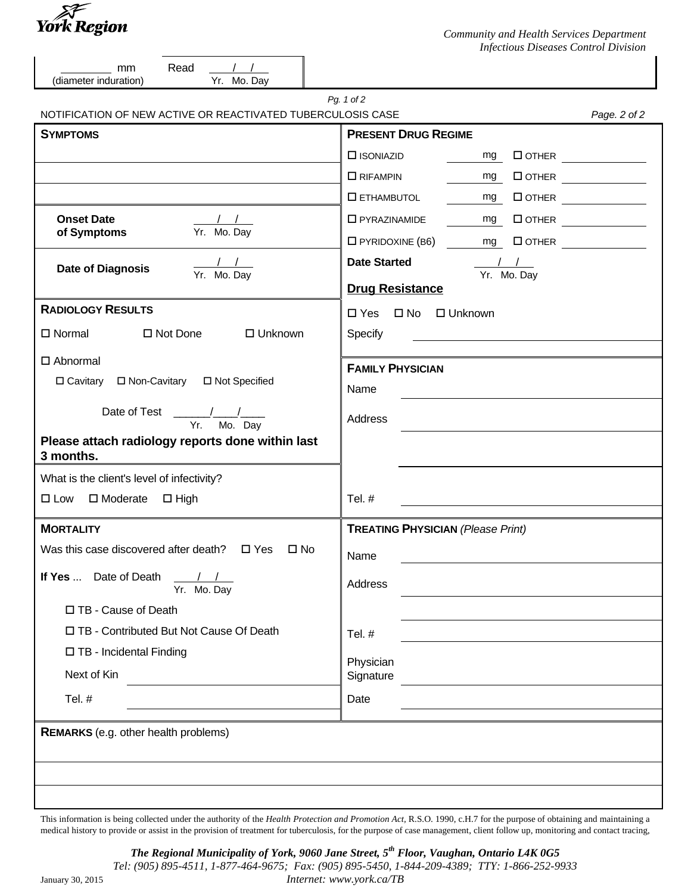______ mm (diameter induration)    Read ___/___/___ Yr. Mo. Day

Pg. 1 of 2

NOTIFICATION OF NEW ACTIVE OR REACTIVATED TUBERCULOSIS CASE

Page. 2 of 2

**SYMPTOMS**

**Onset Date of Symptoms** ___/___/___ Yr. Mo. Day

**Date of Diagnosis** ___/___/___ Yr. Mo. Day

**RADIOLOGY RESULTS**

☐ Normal ☐ Not Done ☐ Unknown

☐ Abnormal

☐ Cavitary ☐ Non-Cavitary ☐ Not Specified

Date of Test ______/____/____ Yr. Mo. Day

**Please attach radiology reports done within last 3 months.**

What is the client's level of infectivity?

☐ Low ☐ Moderate ☐ High

**MORTALITY**

Was this case discovered after death? ☐ Yes ☐ No

**If Yes** ... Date of Death ___/___/___ Yr. Mo. Day

☐ TB - Cause of Death

☐ TB - Contributed But Not Cause Of Death

☐ TB - Incidental Finding

Next of Kin ____________________

Tel. # ____________________

**PRESENT DRUG REGIME**

| Drug | Dose | Other |
|---|---|---|
| ☐ ISONIAZID | ____ mg | ☐ OTHER ________ |
| ☐ RIFAMPIN | ____ mg | ☐ OTHER ________ |
| ☐ ETHAMBUTOL | ____ mg | ☐ OTHER ________ |
| ☐ PYRAZINAMIDE | ____ mg | ☐ OTHER ________ |
| ☐ PYRIDOXINE (B6) | ____ mg | ☐ OTHER ________ |

**Date Started** ___/___/___ Yr. Mo. Day

**Drug Resistance**

☐ Yes ☐ No ☐ Unknown

Specify ____________________

**FAMILY PHYSICIAN**

Name ____________________

Address ____________________

Tel. # ____________________

**TREATING PHYSICIAN** *(Please Print)*

Name ____________________

Address ____________________

Tel. # ____________________

Physician Signature ____________________

Date ____________________

**REMARKS** (e.g. other health problems)

This information is being collected under the authority of the *Health Protection and Promotion Act*, R.S.O. 1990, c.H.7 for the purpose of obtaining and maintaining a medical history to provide or assist in the provision of treatment for tuberculosis, for the purpose of case management, client follow up, monitoring and contact tracing,

*The Regional Municipality of York, 9060 Jane Street, 5th Floor, Vaughan, Ontario L4K 0G5*
*Tel: (905) 895-4511, 1-877-464-9675; Fax: (905) 895-5450, 1-844-209-4389; TTY: 1-866-252-9933*
*Internet: www.york.ca/TB*

January 30, 2015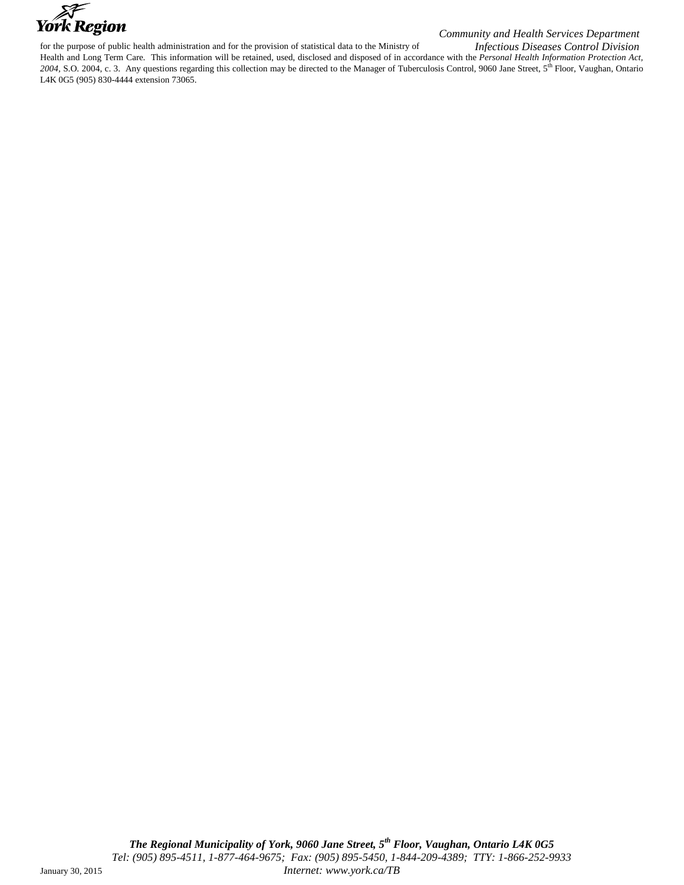for the purpose of public health administration and for the provision of statistical data to the Ministry of Health and Long Term Care. This information will be retained, used, disclosed and disposed of in accordance with the *Personal Health Information Protection Act, 2004*, S.O. 2004, c. 3. Any questions regarding this collection may be directed to the Manager of Tuberculosis Control, 9060 Jane Street, 5th Floor, Vaughan, Ontario L4K 0G5 (905) 830-4444 extension 73065.